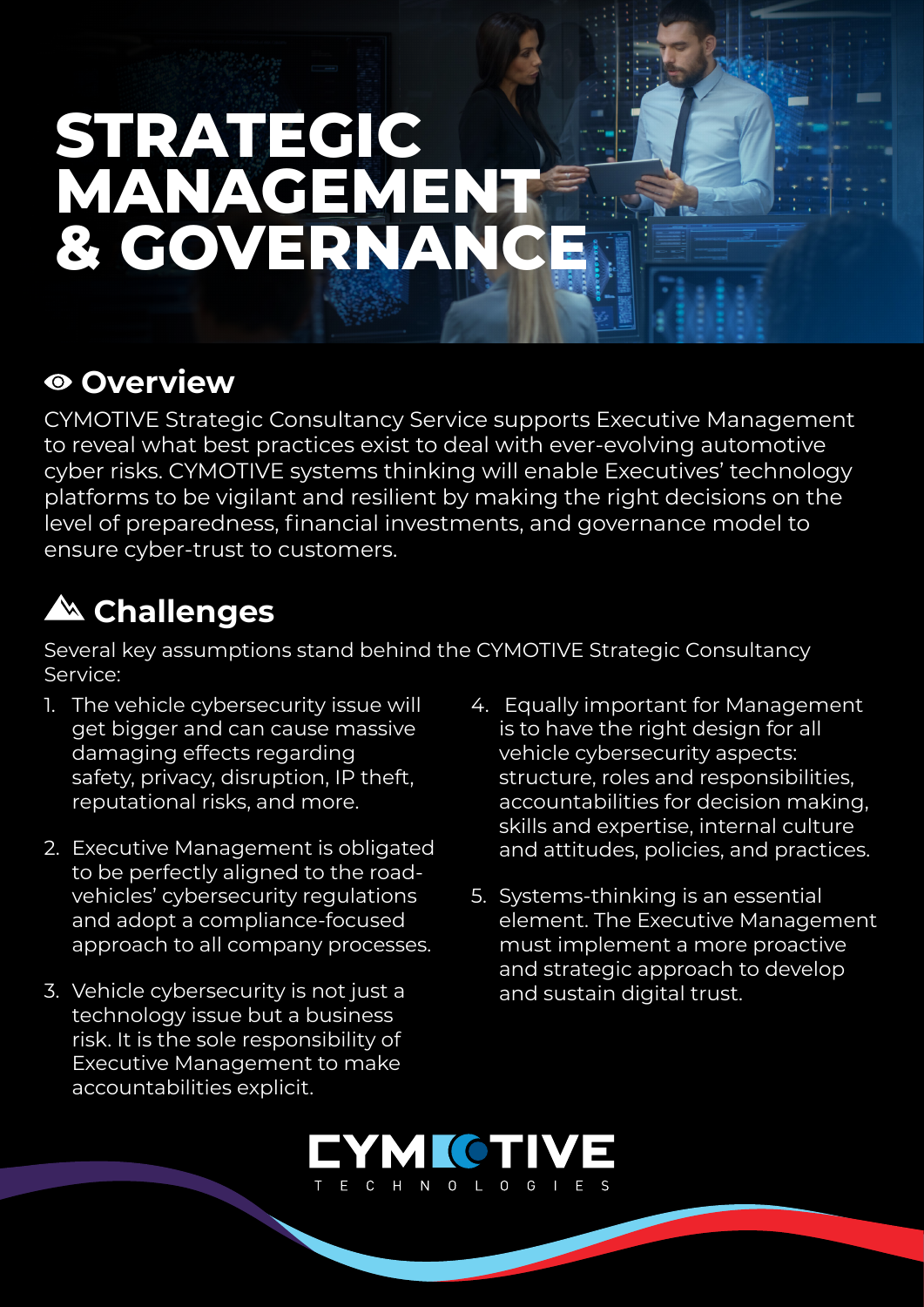# STRATEGIC MANAGEMENT & GOVERNANCE

## Overview

CYMOTIVE Strategic Consultancy Service supports Executive Management to reveal what best practices exist to deal with ever-evolving automotive cyber risks. CYMOTIVE systems thinking will enable Executives' technology platforms to be vigilant and resilient by making the right decisions on the level of preparedness, financial investments, and governance model to ensure cyber-trust to customers.

## Challenges

Several key assumptions stand behind the CYMOTIVE Strategic Consultancy Service:

1. The vehicle cybersecurity issue will get bigger and can cause massive damaging effects regarding safety, privacy, disruption, IP theft, reputational risks, and more.
2. Executive Management is obligated to be perfectly aligned to the road-vehicles' cybersecurity regulations and adopt a compliance-focused approach to all company processes.
3. Vehicle cybersecurity is not just a technology issue but a business risk. It is the sole responsibility of Executive Management to make accountabilities explicit.
4. Equally important for Management is to have the right design for all vehicle cybersecurity aspects: structure, roles and responsibilities, accountabilities for decision making, skills and expertise, internal culture and attitudes, policies, and practices.
5. Systems-thinking is an essential element. The Executive Management must implement a more proactive and strategic approach to develop and sustain digital trust.

CYMOTIVE TECHNOLOGIES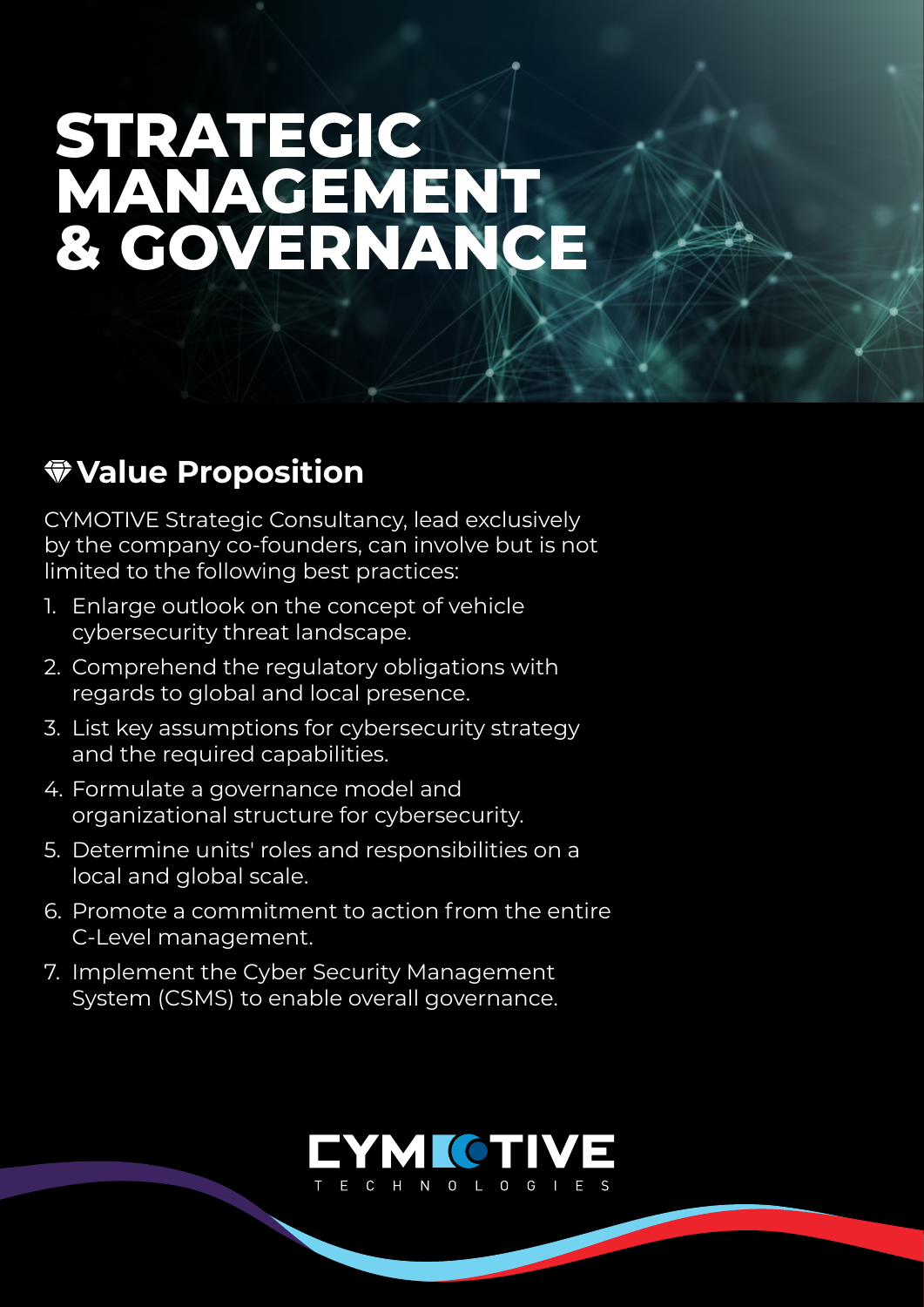# STRATEGIC MANAGEMENT & GOVERNANCE

## 💎 Value Proposition

CYMOTIVE Strategic Consultancy, lead exclusively by the company co-founders, can involve but is not limited to the following best practices:

1. Enlarge outlook on the concept of vehicle cybersecurity threat landscape.
2. Comprehend the regulatory obligations with regards to global and local presence.
3. List key assumptions for cybersecurity strategy and the required capabilities.
4. Formulate a governance model and organizational structure for cybersecurity.
5. Determine units' roles and responsibilities on a local and global scale.
6. Promote a commitment to action from the entire C-Level management.
7. Implement the Cyber Security Management System (CSMS) to enable overall governance.

CYMOTIVE
TECHNOLOGIES